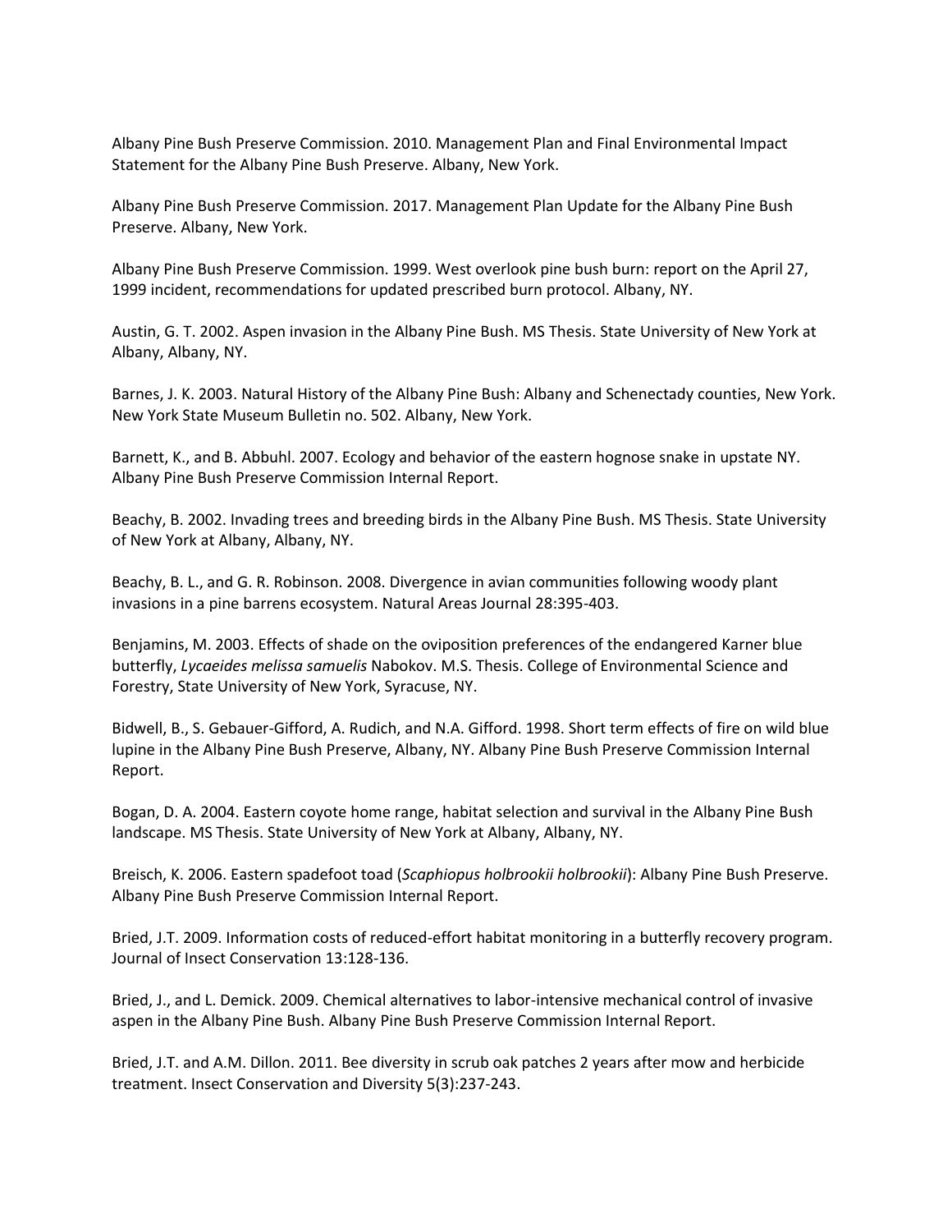Albany Pine Bush Preserve Commission. 2010. Management Plan and Final Environmental Impact Statement for the Albany Pine Bush Preserve. Albany, New York.

Albany Pine Bush Preserve Commission. 2017. Management Plan Update for the Albany Pine Bush Preserve. Albany, New York.

Albany Pine Bush Preserve Commission. 1999. West overlook pine bush burn: report on the April 27, 1999 incident, recommendations for updated prescribed burn protocol. Albany, NY.

Austin, G. T. 2002. Aspen invasion in the Albany Pine Bush. MS Thesis. State University of New York at Albany, Albany, NY.

Barnes, J. K. 2003. Natural History of the Albany Pine Bush: Albany and Schenectady counties, New York. New York State Museum Bulletin no. 502. Albany, New York.

Barnett, K., and B. Abbuhl. 2007. Ecology and behavior of the eastern hognose snake in upstate NY. Albany Pine Bush Preserve Commission Internal Report.

Beachy, B. 2002. Invading trees and breeding birds in the Albany Pine Bush. MS Thesis. State University of New York at Albany, Albany, NY.

Beachy, B. L., and G. R. Robinson. 2008. Divergence in avian communities following woody plant invasions in a pine barrens ecosystem. Natural Areas Journal 28:395-403.

Benjamins, M. 2003. Effects of shade on the oviposition preferences of the endangered Karner blue butterfly, *Lycaeides melissa samuelis* Nabokov. M.S. Thesis. College of Environmental Science and Forestry, State University of New York, Syracuse, NY.

Bidwell, B., S. Gebauer-Gifford, A. Rudich, and N.A. Gifford. 1998. Short term effects of fire on wild blue lupine in the Albany Pine Bush Preserve, Albany, NY. Albany Pine Bush Preserve Commission Internal Report.

Bogan, D. A. 2004. Eastern coyote home range, habitat selection and survival in the Albany Pine Bush landscape. MS Thesis. State University of New York at Albany, Albany, NY.

Breisch, K. 2006. Eastern spadefoot toad (*Scaphiopus holbrookii holbrookii*): Albany Pine Bush Preserve. Albany Pine Bush Preserve Commission Internal Report.

Bried, J.T. 2009. Information costs of reduced-effort habitat monitoring in a butterfly recovery program. Journal of Insect Conservation 13:128-136.

Bried, J., and L. Demick. 2009. Chemical alternatives to labor-intensive mechanical control of invasive aspen in the Albany Pine Bush. Albany Pine Bush Preserve Commission Internal Report.

Bried, J.T. and A.M. Dillon. 2011. Bee diversity in scrub oak patches 2 years after mow and herbicide treatment. Insect Conservation and Diversity 5(3):237-243.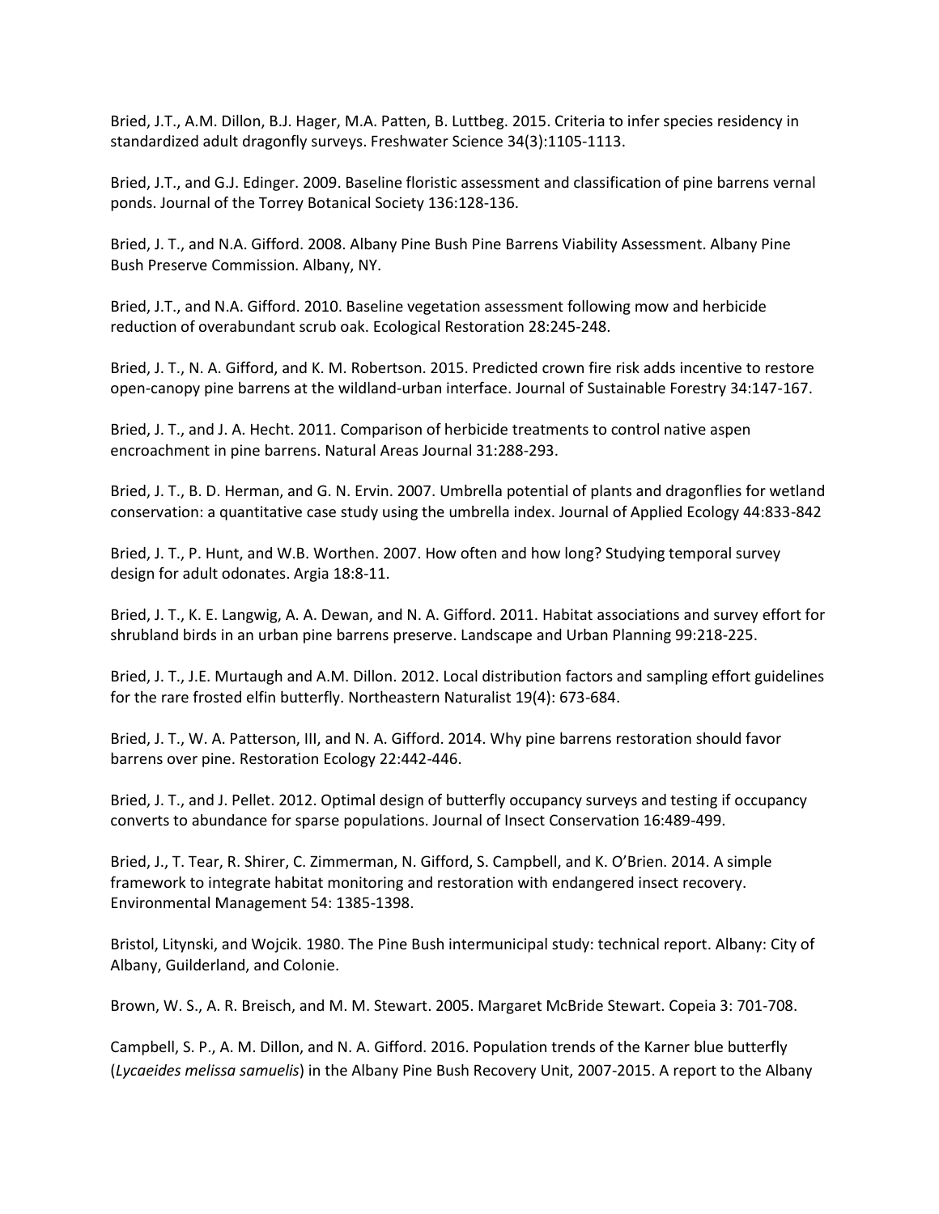Bried, J.T., A.M. Dillon, B.J. Hager, M.A. Patten, B. Luttbeg. 2015. Criteria to infer species residency in standardized adult dragonfly surveys. Freshwater Science 34(3):1105-1113.

Bried, J.T., and G.J. Edinger. 2009. Baseline floristic assessment and classification of pine barrens vernal ponds. Journal of the Torrey Botanical Society 136:128-136.

Bried, J. T., and N.A. Gifford. 2008. Albany Pine Bush Pine Barrens Viability Assessment. Albany Pine Bush Preserve Commission. Albany, NY.

Bried, J.T., and N.A. Gifford. 2010. Baseline vegetation assessment following mow and herbicide reduction of overabundant scrub oak. Ecological Restoration 28:245-248.

Bried, J. T., N. A. Gifford, and K. M. Robertson. 2015. Predicted crown fire risk adds incentive to restore open-canopy pine barrens at the wildland-urban interface. Journal of Sustainable Forestry 34:147-167.

Bried, J. T., and J. A. Hecht. 2011. Comparison of herbicide treatments to control native aspen encroachment in pine barrens. Natural Areas Journal 31:288-293.

Bried, J. T., B. D. Herman, and G. N. Ervin. 2007. Umbrella potential of plants and dragonflies for wetland conservation: a quantitative case study using the umbrella index. Journal of Applied Ecology 44:833-842

Bried, J. T., P. Hunt, and W.B. Worthen. 2007. How often and how long? Studying temporal survey design for adult odonates. Argia 18:8-11.

Bried, J. T., K. E. Langwig, A. A. Dewan, and N. A. Gifford. 2011. Habitat associations and survey effort for shrubland birds in an urban pine barrens preserve. Landscape and Urban Planning 99:218-225.

Bried, J. T., J.E. Murtaugh and A.M. Dillon. 2012. Local distribution factors and sampling effort guidelines for the rare frosted elfin butterfly. Northeastern Naturalist 19(4): 673-684.

Bried, J. T., W. A. Patterson, III, and N. A. Gifford. 2014. Why pine barrens restoration should favor barrens over pine. Restoration Ecology 22:442-446.

Bried, J. T., and J. Pellet. 2012. Optimal design of butterfly occupancy surveys and testing if occupancy converts to abundance for sparse populations. Journal of Insect Conservation 16:489-499.

Bried, J., T. Tear, R. Shirer, C. Zimmerman, N. Gifford, S. Campbell, and K. O'Brien. 2014. A simple framework to integrate habitat monitoring and restoration with endangered insect recovery. Environmental Management 54: 1385-1398.

Bristol, Litynski, and Wojcik. 1980. The Pine Bush intermunicipal study: technical report. Albany: City of Albany, Guilderland, and Colonie.

Brown, W. S., A. R. Breisch, and M. M. Stewart. 2005. Margaret McBride Stewart. Copeia 3: 701-708.

Campbell, S. P., A. M. Dillon, and N. A. Gifford. 2016. Population trends of the Karner blue butterfly (*Lycaeides melissa samuelis*) in the Albany Pine Bush Recovery Unit, 2007-2015. A report to the Albany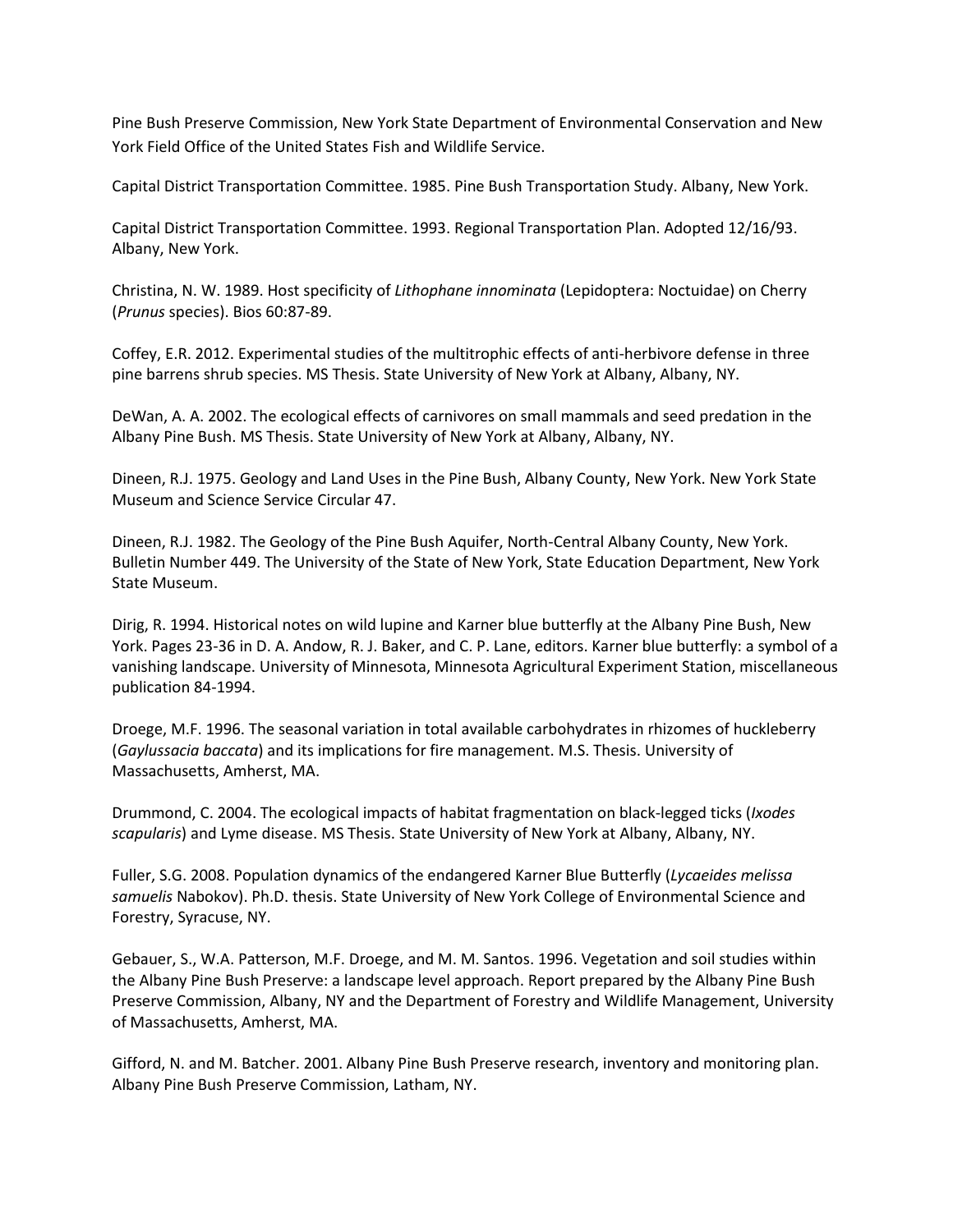Pine Bush Preserve Commission, New York State Department of Environmental Conservation and New York Field Office of the United States Fish and Wildlife Service.

Capital District Transportation Committee. 1985. Pine Bush Transportation Study. Albany, New York.

Capital District Transportation Committee. 1993. Regional Transportation Plan. Adopted 12/16/93. Albany, New York.

Christina, N. W. 1989. Host specificity of *Lithophane innominata* (Lepidoptera: Noctuidae) on Cherry (*Prunus* species). Bios 60:87-89.

Coffey, E.R. 2012. Experimental studies of the multitrophic effects of anti-herbivore defense in three pine barrens shrub species. MS Thesis. State University of New York at Albany, Albany, NY.

DeWan, A. A. 2002. The ecological effects of carnivores on small mammals and seed predation in the Albany Pine Bush. MS Thesis. State University of New York at Albany, Albany, NY.

Dineen, R.J. 1975. Geology and Land Uses in the Pine Bush, Albany County, New York. New York State Museum and Science Service Circular 47.

Dineen, R.J. 1982. The Geology of the Pine Bush Aquifer, North-Central Albany County, New York. Bulletin Number 449. The University of the State of New York, State Education Department, New York State Museum.

Dirig, R. 1994. Historical notes on wild lupine and Karner blue butterfly at the Albany Pine Bush, New York. Pages 23-36 in D. A. Andow, R. J. Baker, and C. P. Lane, editors. Karner blue butterfly: a symbol of a vanishing landscape. University of Minnesota, Minnesota Agricultural Experiment Station, miscellaneous publication 84-1994.

Droege, M.F. 1996. The seasonal variation in total available carbohydrates in rhizomes of huckleberry (*Gaylussacia baccata*) and its implications for fire management. M.S. Thesis. University of Massachusetts, Amherst, MA.

Drummond, C. 2004. The ecological impacts of habitat fragmentation on black-legged ticks (*Ixodes scapularis*) and Lyme disease. MS Thesis. State University of New York at Albany, Albany, NY.

Fuller, S.G. 2008. Population dynamics of the endangered Karner Blue Butterfly (*Lycaeides melissa samuelis* Nabokov). Ph.D. thesis. State University of New York College of Environmental Science and Forestry, Syracuse, NY.

Gebauer, S., W.A. Patterson, M.F. Droege, and M. M. Santos. 1996. Vegetation and soil studies within the Albany Pine Bush Preserve: a landscape level approach. Report prepared by the Albany Pine Bush Preserve Commission, Albany, NY and the Department of Forestry and Wildlife Management, University of Massachusetts, Amherst, MA.

Gifford, N. and M. Batcher. 2001. Albany Pine Bush Preserve research, inventory and monitoring plan. Albany Pine Bush Preserve Commission, Latham, NY.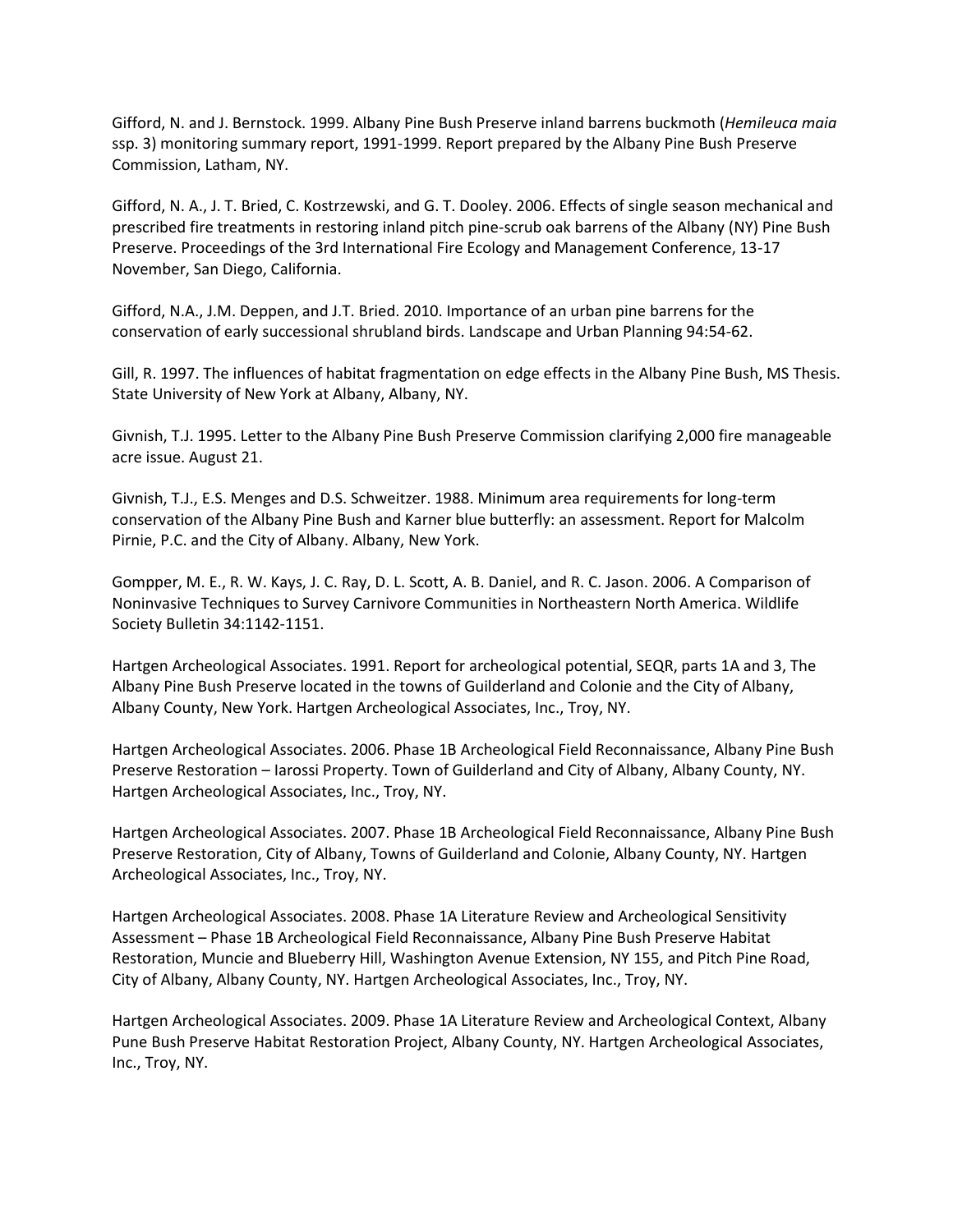Gifford, N. and J. Bernstock. 1999. Albany Pine Bush Preserve inland barrens buckmoth (*Hemileuca maia* ssp. 3) monitoring summary report, 1991-1999. Report prepared by the Albany Pine Bush Preserve Commission, Latham, NY.

Gifford, N. A., J. T. Bried, C. Kostrzewski, and G. T. Dooley. 2006. Effects of single season mechanical and prescribed fire treatments in restoring inland pitch pine-scrub oak barrens of the Albany (NY) Pine Bush Preserve. Proceedings of the 3rd International Fire Ecology and Management Conference, 13-17 November, San Diego, California.

Gifford, N.A., J.M. Deppen, and J.T. Bried. 2010. Importance of an urban pine barrens for the conservation of early successional shrubland birds. Landscape and Urban Planning 94:54-62.

Gill, R. 1997. The influences of habitat fragmentation on edge effects in the Albany Pine Bush, MS Thesis. State University of New York at Albany, Albany, NY.

Givnish, T.J. 1995. Letter to the Albany Pine Bush Preserve Commission clarifying 2,000 fire manageable acre issue. August 21.

Givnish, T.J., E.S. Menges and D.S. Schweitzer. 1988. Minimum area requirements for long-term conservation of the Albany Pine Bush and Karner blue butterfly: an assessment. Report for Malcolm Pirnie, P.C. and the City of Albany. Albany, New York.

Gompper, M. E., R. W. Kays, J. C. Ray, D. L. Scott, A. B. Daniel, and R. C. Jason. 2006. A Comparison of Noninvasive Techniques to Survey Carnivore Communities in Northeastern North America. Wildlife Society Bulletin 34:1142-1151.

Hartgen Archeological Associates. 1991. Report for archeological potential, SEQR, parts 1A and 3, The Albany Pine Bush Preserve located in the towns of Guilderland and Colonie and the City of Albany, Albany County, New York. Hartgen Archeological Associates, Inc., Troy, NY.

Hartgen Archeological Associates. 2006. Phase 1B Archeological Field Reconnaissance, Albany Pine Bush Preserve Restoration – Iarossi Property. Town of Guilderland and City of Albany, Albany County, NY. Hartgen Archeological Associates, Inc., Troy, NY.

Hartgen Archeological Associates. 2007. Phase 1B Archeological Field Reconnaissance, Albany Pine Bush Preserve Restoration, City of Albany, Towns of Guilderland and Colonie, Albany County, NY. Hartgen Archeological Associates, Inc., Troy, NY.

Hartgen Archeological Associates. 2008. Phase 1A Literature Review and Archeological Sensitivity Assessment – Phase 1B Archeological Field Reconnaissance, Albany Pine Bush Preserve Habitat Restoration, Muncie and Blueberry Hill, Washington Avenue Extension, NY 155, and Pitch Pine Road, City of Albany, Albany County, NY. Hartgen Archeological Associates, Inc., Troy, NY.

Hartgen Archeological Associates. 2009. Phase 1A Literature Review and Archeological Context, Albany Pune Bush Preserve Habitat Restoration Project, Albany County, NY. Hartgen Archeological Associates, Inc., Troy, NY.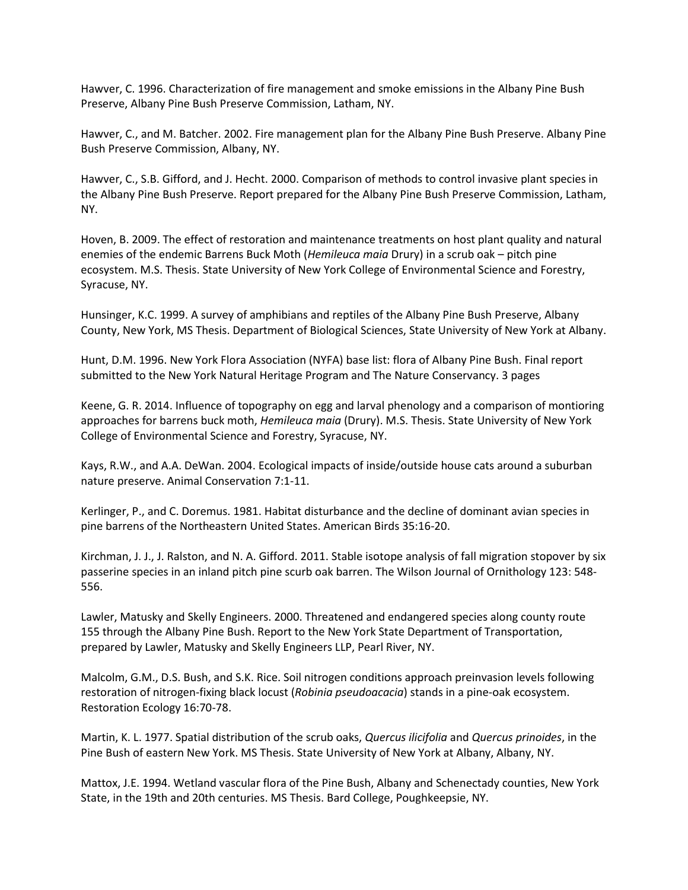Hawver, C. 1996. Characterization of fire management and smoke emissions in the Albany Pine Bush Preserve, Albany Pine Bush Preserve Commission, Latham, NY.

Hawver, C., and M. Batcher. 2002. Fire management plan for the Albany Pine Bush Preserve. Albany Pine Bush Preserve Commission, Albany, NY.

Hawver, C., S.B. Gifford, and J. Hecht. 2000. Comparison of methods to control invasive plant species in the Albany Pine Bush Preserve. Report prepared for the Albany Pine Bush Preserve Commission, Latham, NY.

Hoven, B. 2009. The effect of restoration and maintenance treatments on host plant quality and natural enemies of the endemic Barrens Buck Moth (*Hemileuca maia* Drury) in a scrub oak – pitch pine ecosystem. M.S. Thesis. State University of New York College of Environmental Science and Forestry, Syracuse, NY.

Hunsinger, K.C. 1999. A survey of amphibians and reptiles of the Albany Pine Bush Preserve, Albany County, New York, MS Thesis. Department of Biological Sciences, State University of New York at Albany.

Hunt, D.M. 1996. New York Flora Association (NYFA) base list: flora of Albany Pine Bush. Final report submitted to the New York Natural Heritage Program and The Nature Conservancy. 3 pages

Keene, G. R. 2014. Influence of topography on egg and larval phenology and a comparison of montioring approaches for barrens buck moth, *Hemileuca maia* (Drury). M.S. Thesis. State University of New York College of Environmental Science and Forestry, Syracuse, NY.

Kays, R.W., and A.A. DeWan. 2004. Ecological impacts of inside/outside house cats around a suburban nature preserve. Animal Conservation 7:1-11.

Kerlinger, P., and C. Doremus. 1981. Habitat disturbance and the decline of dominant avian species in pine barrens of the Northeastern United States. American Birds 35:16-20.

Kirchman, J. J., J. Ralston, and N. A. Gifford. 2011. Stable isotope analysis of fall migration stopover by six passerine species in an inland pitch pine scurb oak barren. The Wilson Journal of Ornithology 123: 548-556.

Lawler, Matusky and Skelly Engineers. 2000. Threatened and endangered species along county route 155 through the Albany Pine Bush. Report to the New York State Department of Transportation, prepared by Lawler, Matusky and Skelly Engineers LLP, Pearl River, NY.

Malcolm, G.M., D.S. Bush, and S.K. Rice. Soil nitrogen conditions approach preinvasion levels following restoration of nitrogen-fixing black locust (*Robinia pseudoacacia*) stands in a pine-oak ecosystem. Restoration Ecology 16:70-78.

Martin, K. L. 1977. Spatial distribution of the scrub oaks, *Quercus ilicifolia* and *Quercus prinoides*, in the Pine Bush of eastern New York. MS Thesis. State University of New York at Albany, Albany, NY.

Mattox, J.E. 1994. Wetland vascular flora of the Pine Bush, Albany and Schenectady counties, New York State, in the 19th and 20th centuries. MS Thesis. Bard College, Poughkeepsie, NY.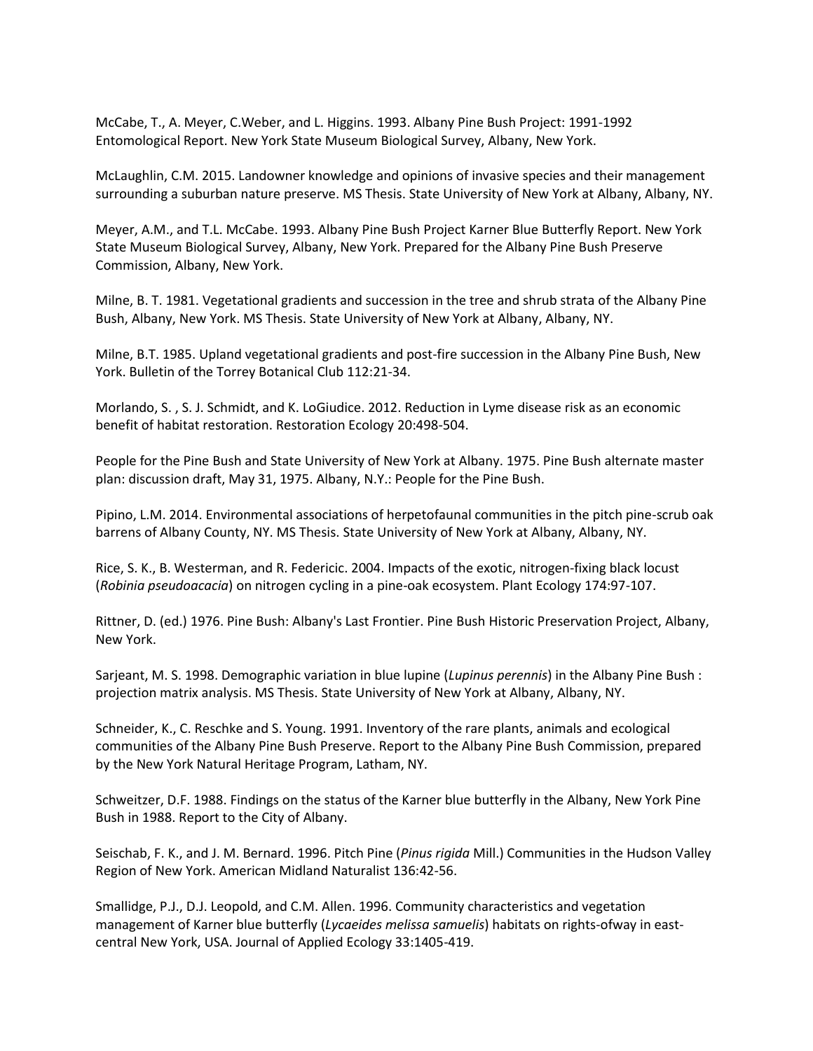McCabe, T., A. Meyer, C.Weber, and L. Higgins. 1993. Albany Pine Bush Project: 1991-1992 Entomological Report. New York State Museum Biological Survey, Albany, New York.

McLaughlin, C.M. 2015. Landowner knowledge and opinions of invasive species and their management surrounding a suburban nature preserve. MS Thesis. State University of New York at Albany, Albany, NY.

Meyer, A.M., and T.L. McCabe. 1993. Albany Pine Bush Project Karner Blue Butterfly Report. New York State Museum Biological Survey, Albany, New York. Prepared for the Albany Pine Bush Preserve Commission, Albany, New York.

Milne, B. T. 1981. Vegetational gradients and succession in the tree and shrub strata of the Albany Pine Bush, Albany, New York. MS Thesis. State University of New York at Albany, Albany, NY.

Milne, B.T. 1985. Upland vegetational gradients and post-fire succession in the Albany Pine Bush, New York. Bulletin of the Torrey Botanical Club 112:21-34.

Morlando, S. , S. J. Schmidt, and K. LoGiudice. 2012. Reduction in Lyme disease risk as an economic benefit of habitat restoration. Restoration Ecology 20:498-504.

People for the Pine Bush and State University of New York at Albany. 1975. Pine Bush alternate master plan: discussion draft, May 31, 1975. Albany, N.Y.: People for the Pine Bush.

Pipino, L.M. 2014. Environmental associations of herpetofaunal communities in the pitch pine-scrub oak barrens of Albany County, NY. MS Thesis. State University of New York at Albany, Albany, NY.

Rice, S. K., B. Westerman, and R. Federicic. 2004. Impacts of the exotic, nitrogen-fixing black locust (*Robinia pseudoacacia*) on nitrogen cycling in a pine-oak ecosystem. Plant Ecology 174:97-107.

Rittner, D. (ed.) 1976. Pine Bush: Albany's Last Frontier. Pine Bush Historic Preservation Project, Albany, New York.

Sarjeant, M. S. 1998. Demographic variation in blue lupine (*Lupinus perennis*) in the Albany Pine Bush : projection matrix analysis. MS Thesis. State University of New York at Albany, Albany, NY.

Schneider, K., C. Reschke and S. Young. 1991. Inventory of the rare plants, animals and ecological communities of the Albany Pine Bush Preserve. Report to the Albany Pine Bush Commission, prepared by the New York Natural Heritage Program, Latham, NY.

Schweitzer, D.F. 1988. Findings on the status of the Karner blue butterfly in the Albany, New York Pine Bush in 1988. Report to the City of Albany.

Seischab, F. K., and J. M. Bernard. 1996. Pitch Pine (*Pinus rigida* Mill.) Communities in the Hudson Valley Region of New York. American Midland Naturalist 136:42-56.

Smallidge, P.J., D.J. Leopold, and C.M. Allen. 1996. Community characteristics and vegetation management of Karner blue butterfly (*Lycaeides melissa samuelis*) habitats on rights-ofway in east-central New York, USA. Journal of Applied Ecology 33:1405-419.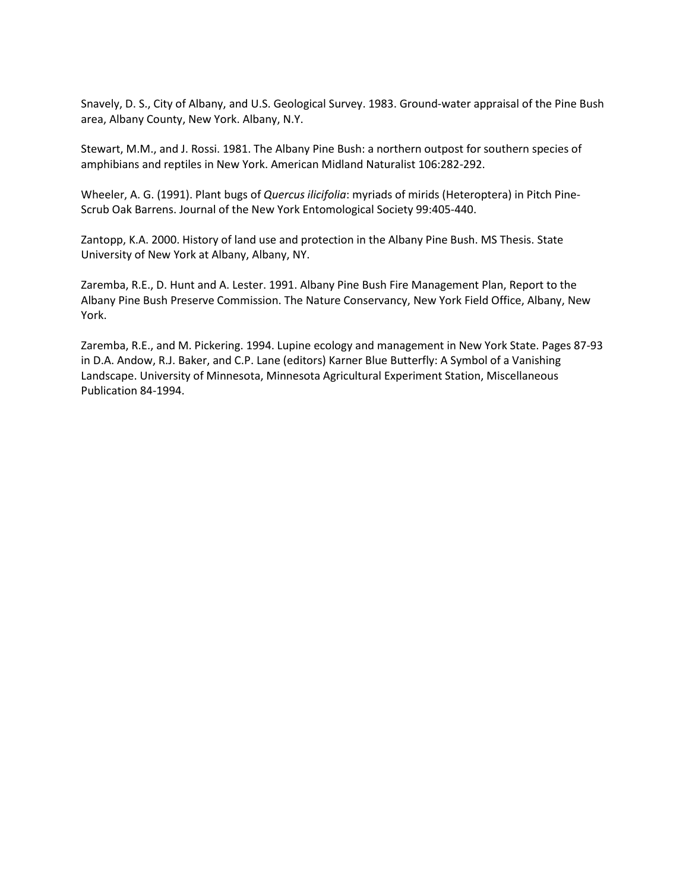Snavely, D. S., City of Albany, and U.S. Geological Survey. 1983. Ground-water appraisal of the Pine Bush area, Albany County, New York. Albany, N.Y.

Stewart, M.M., and J. Rossi. 1981. The Albany Pine Bush: a northern outpost for southern species of amphibians and reptiles in New York. American Midland Naturalist 106:282-292.

Wheeler, A. G. (1991). Plant bugs of *Quercus ilicifolia*: myriads of mirids (Heteroptera) in Pitch Pine-Scrub Oak Barrens. Journal of the New York Entomological Society 99:405-440.

Zantopp, K.A. 2000. History of land use and protection in the Albany Pine Bush. MS Thesis. State University of New York at Albany, Albany, NY.

Zaremba, R.E., D. Hunt and A. Lester. 1991. Albany Pine Bush Fire Management Plan, Report to the Albany Pine Bush Preserve Commission. The Nature Conservancy, New York Field Office, Albany, New York.

Zaremba, R.E., and M. Pickering. 1994. Lupine ecology and management in New York State. Pages 87-93 in D.A. Andow, R.J. Baker, and C.P. Lane (editors) Karner Blue Butterfly: A Symbol of a Vanishing Landscape. University of Minnesota, Minnesota Agricultural Experiment Station, Miscellaneous Publication 84-1994.